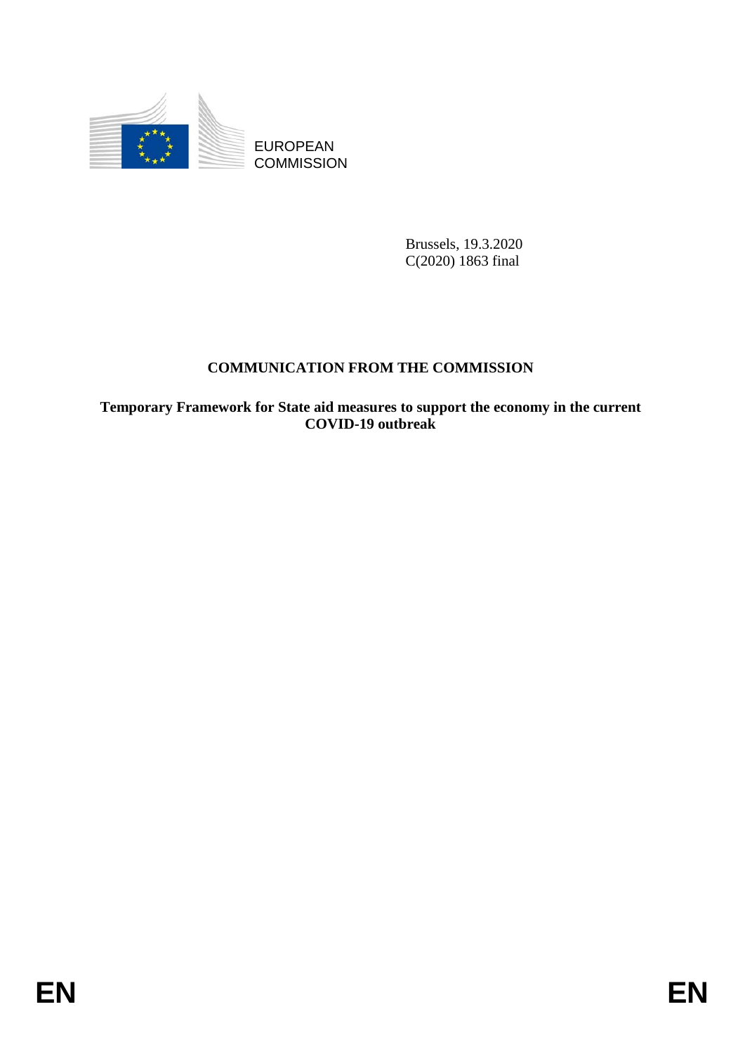EUROPEAN COMMISSION

Brussels, 19.3.2020
C(2020) 1863 final

# COMMUNICATION FROM THE COMMISSION

## Temporary Framework for State aid measures to support the economy in the current COVID-19 outbreak

EN EN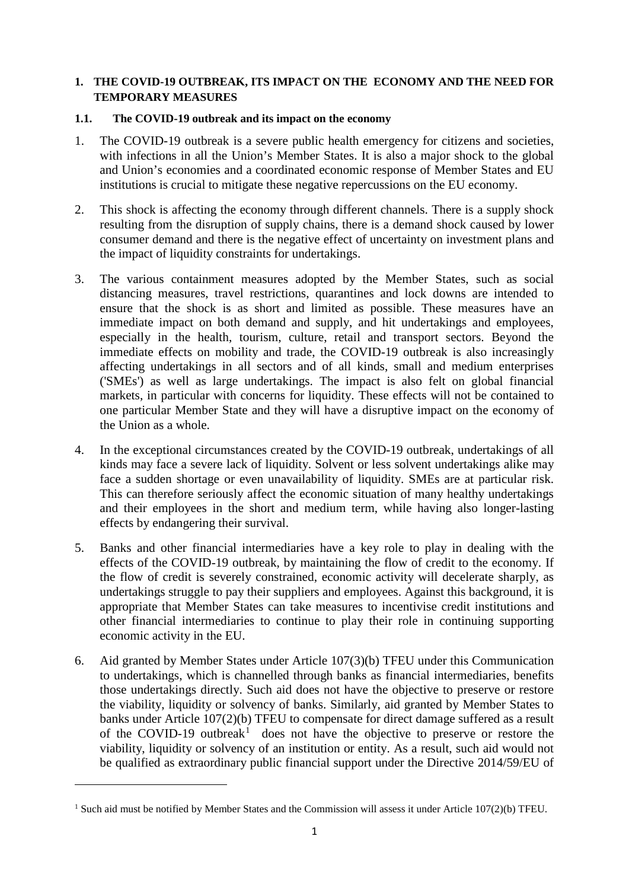## 1. THE COVID-19 OUTBREAK, ITS IMPACT ON THE ECONOMY AND THE NEED FOR TEMPORARY MEASURES

### 1.1. The COVID-19 outbreak and its impact on the economy

1. The COVID-19 outbreak is a severe public health emergency for citizens and societies, with infections in all the Union's Member States. It is also a major shock to the global and Union's economies and a coordinated economic response of Member States and EU institutions is crucial to mitigate these negative repercussions on the EU economy.

2. This shock is affecting the economy through different channels. There is a supply shock resulting from the disruption of supply chains, there is a demand shock caused by lower consumer demand and there is the negative effect of uncertainty on investment plans and the impact of liquidity constraints for undertakings.

3. The various containment measures adopted by the Member States, such as social distancing measures, travel restrictions, quarantines and lock downs are intended to ensure that the shock is as short and limited as possible. These measures have an immediate impact on both demand and supply, and hit undertakings and employees, especially in the health, tourism, culture, retail and transport sectors. Beyond the immediate effects on mobility and trade, the COVID-19 outbreak is also increasingly affecting undertakings in all sectors and of all kinds, small and medium enterprises ('SMEs') as well as large undertakings. The impact is also felt on global financial markets, in particular with concerns for liquidity. These effects will not be contained to one particular Member State and they will have a disruptive impact on the economy of the Union as a whole.

4. In the exceptional circumstances created by the COVID-19 outbreak, undertakings of all kinds may face a severe lack of liquidity. Solvent or less solvent undertakings alike may face a sudden shortage or even unavailability of liquidity. SMEs are at particular risk. This can therefore seriously affect the economic situation of many healthy undertakings and their employees in the short and medium term, while having also longer-lasting effects by endangering their survival.

5. Banks and other financial intermediaries have a key role to play in dealing with the effects of the COVID-19 outbreak, by maintaining the flow of credit to the economy. If the flow of credit is severely constrained, economic activity will decelerate sharply, as undertakings struggle to pay their suppliers and employees. Against this background, it is appropriate that Member States can take measures to incentivise credit institutions and other financial intermediaries to continue to play their role in continuing supporting economic activity in the EU.

6. Aid granted by Member States under Article 107(3)(b) TFEU under this Communication to undertakings, which is channelled through banks as financial intermediaries, benefits those undertakings directly. Such aid does not have the objective to preserve or restore the viability, liquidity or solvency of banks. Similarly, aid granted by Member States to banks under Article 107(2)(b) TFEU to compensate for direct damage suffered as a result of the COVID-19 outbreak[1] does not have the objective to preserve or restore the viability, liquidity or solvency of an institution or entity. As a result, such aid would not be qualified as extraordinary public financial support under the Directive 2014/59/EU of

[1] Such aid must be notified by Member States and the Commission will assess it under Article 107(2)(b) TFEU.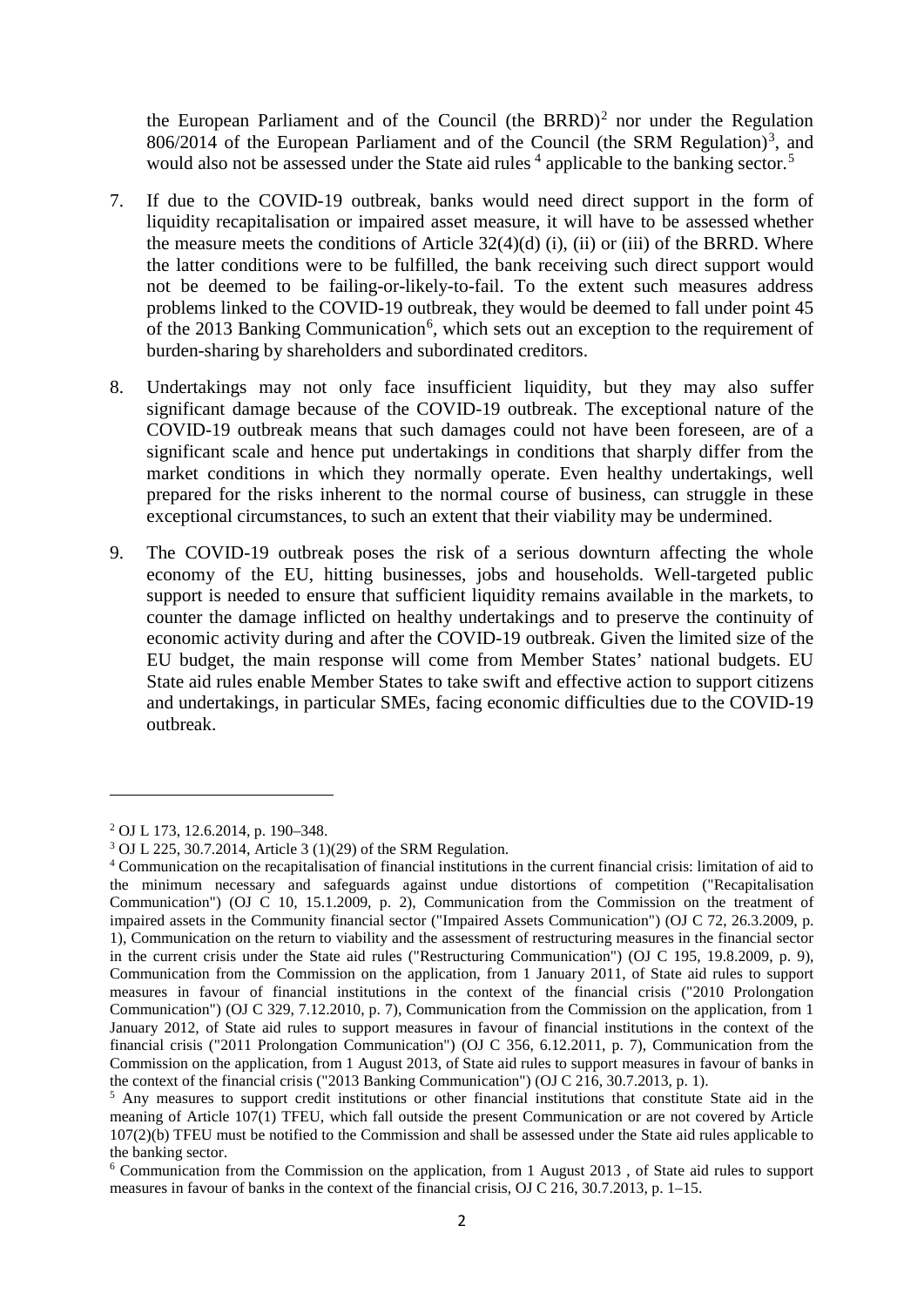the European Parliament and of the Council (the BRRD)[2] nor under the Regulation 806/2014 of the European Parliament and of the Council (the SRM Regulation)[3], and would also not be assessed under the State aid rules [4] applicable to the banking sector.[5]

7. If due to the COVID-19 outbreak, banks would need direct support in the form of liquidity recapitalisation or impaired asset measure, it will have to be assessed whether the measure meets the conditions of Article 32(4)(d) (i), (ii) or (iii) of the BRRD. Where the latter conditions were to be fulfilled, the bank receiving such direct support would not be deemed to be failing-or-likely-to-fail. To the extent such measures address problems linked to the COVID-19 outbreak, they would be deemed to fall under point 45 of the 2013 Banking Communication[6], which sets out an exception to the requirement of burden-sharing by shareholders and subordinated creditors.

8. Undertakings may not only face insufficient liquidity, but they may also suffer significant damage because of the COVID-19 outbreak. The exceptional nature of the COVID-19 outbreak means that such damages could not have been foreseen, are of a significant scale and hence put undertakings in conditions that sharply differ from the market conditions in which they normally operate. Even healthy undertakings, well prepared for the risks inherent to the normal course of business, can struggle in these exceptional circumstances, to such an extent that their viability may be undermined.

9. The COVID-19 outbreak poses the risk of a serious downturn affecting the whole economy of the EU, hitting businesses, jobs and households. Well-targeted public support is needed to ensure that sufficient liquidity remains available in the markets, to counter the damage inflicted on healthy undertakings and to preserve the continuity of economic activity during and after the COVID-19 outbreak. Given the limited size of the EU budget, the main response will come from Member States' national budgets. EU State aid rules enable Member States to take swift and effective action to support citizens and undertakings, in particular SMEs, facing economic difficulties due to the COVID-19 outbreak.

---

[2] OJ L 173, 12.6.2014, p. 190–348.

[3] OJ L 225, 30.7.2014, Article 3 (1)(29) of the SRM Regulation.

[4] Communication on the recapitalisation of financial institutions in the current financial crisis: limitation of aid to the minimum necessary and safeguards against undue distortions of competition ("Recapitalisation Communication") (OJ C 10, 15.1.2009, p. 2), Communication from the Commission on the treatment of impaired assets in the Community financial sector ("Impaired Assets Communication") (OJ C 72, 26.3.2009, p. 1), Communication on the return to viability and the assessment of restructuring measures in the financial sector in the current crisis under the State aid rules ("Restructuring Communication") (OJ C 195, 19.8.2009, p. 9), Communication from the Commission on the application, from 1 January 2011, of State aid rules to support measures in favour of financial institutions in the context of the financial crisis ("2010 Prolongation Communication") (OJ C 329, 7.12.2010, p. 7), Communication from the Commission on the application, from 1 January 2012, of State aid rules to support measures in favour of financial institutions in the context of the financial crisis ("2011 Prolongation Communication") (OJ C 356, 6.12.2011, p. 7), Communication from the Commission on the application, from 1 August 2013, of State aid rules to support measures in favour of banks in the context of the financial crisis ("2013 Banking Communication") (OJ C 216, 30.7.2013, p. 1).

[5] Any measures to support credit institutions or other financial institutions that constitute State aid in the meaning of Article 107(1) TFEU, which fall outside the present Communication or are not covered by Article 107(2)(b) TFEU must be notified to the Commission and shall be assessed under the State aid rules applicable to the banking sector.

[6] Communication from the Commission on the application, from 1 August 2013 , of State aid rules to support measures in favour of banks in the context of the financial crisis, OJ C 216, 30.7.2013, p. 1–15.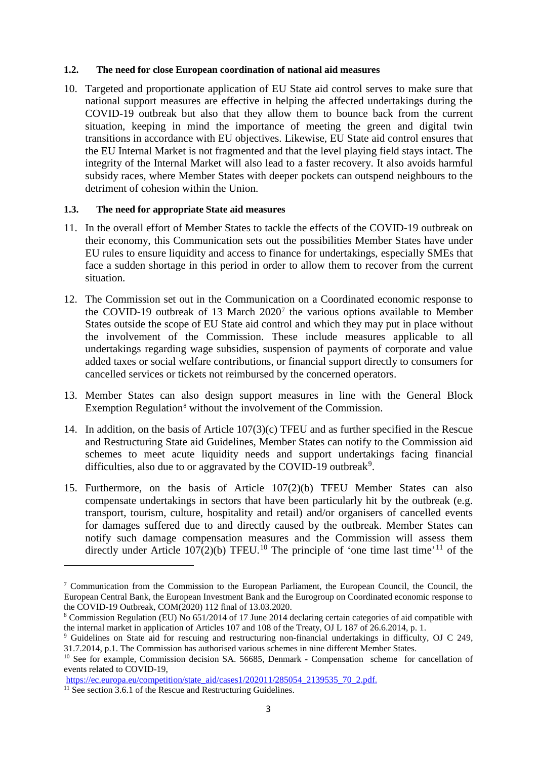### 1.2. The need for close European coordination of national aid measures

10. Targeted and proportionate application of EU State aid control serves to make sure that national support measures are effective in helping the affected undertakings during the COVID-19 outbreak but also that they allow them to bounce back from the current situation, keeping in mind the importance of meeting the green and digital twin transitions in accordance with EU objectives. Likewise, EU State aid control ensures that the EU Internal Market is not fragmented and that the level playing field stays intact. The integrity of the Internal Market will also lead to a faster recovery. It also avoids harmful subsidy races, where Member States with deeper pockets can outspend neighbours to the detriment of cohesion within the Union.

### 1.3. The need for appropriate State aid measures

11. In the overall effort of Member States to tackle the effects of the COVID-19 outbreak on their economy, this Communication sets out the possibilities Member States have under EU rules to ensure liquidity and access to finance for undertakings, especially SMEs that face a sudden shortage in this period in order to allow them to recover from the current situation.

12. The Commission set out in the Communication on a Coordinated economic response to the COVID-19 outbreak of 13 March 2020[7] the various options available to Member States outside the scope of EU State aid control and which they may put in place without the involvement of the Commission. These include measures applicable to all undertakings regarding wage subsidies, suspension of payments of corporate and value added taxes or social welfare contributions, or financial support directly to consumers for cancelled services or tickets not reimbursed by the concerned operators.

13. Member States can also design support measures in line with the General Block Exemption Regulation[8] without the involvement of the Commission.

14. In addition, on the basis of Article 107(3)(c) TFEU and as further specified in the Rescue and Restructuring State aid Guidelines, Member States can notify to the Commission aid schemes to meet acute liquidity needs and support undertakings facing financial difficulties, also due to or aggravated by the COVID-19 outbreak[9].

15. Furthermore, on the basis of Article 107(2)(b) TFEU Member States can also compensate undertakings in sectors that have been particularly hit by the outbreak (e.g. transport, tourism, culture, hospitality and retail) and/or organisers of cancelled events for damages suffered due to and directly caused by the outbreak. Member States can notify such damage compensation measures and the Commission will assess them directly under Article 107(2)(b) TFEU.[10] The principle of 'one time last time'[11] of the

---

[7] Communication from the Commission to the European Parliament, the European Council, the Council, the European Central Bank, the European Investment Bank and the Eurogroup on Coordinated economic response to the COVID-19 Outbreak, COM(2020) 112 final of 13.03.2020.

[8] Commission Regulation (EU) No 651/2014 of 17 June 2014 declaring certain categories of aid compatible with the internal market in application of Articles 107 and 108 of the Treaty, OJ L 187 of 26.6.2014, p. 1.

[9] Guidelines on State aid for rescuing and restructuring non-financial undertakings in difficulty, OJ C 249, 31.7.2014, p.1. The Commission has authorised various schemes in nine different Member States.

[10] See for example, Commission decision SA. 56685, Denmark - Compensation scheme for cancellation of events related to COVID-19, https://ec.europa.eu/competition/state_aid/cases1/202011/285054_2139535_70_2.pdf.

[11] See section 3.6.1 of the Rescue and Restructuring Guidelines.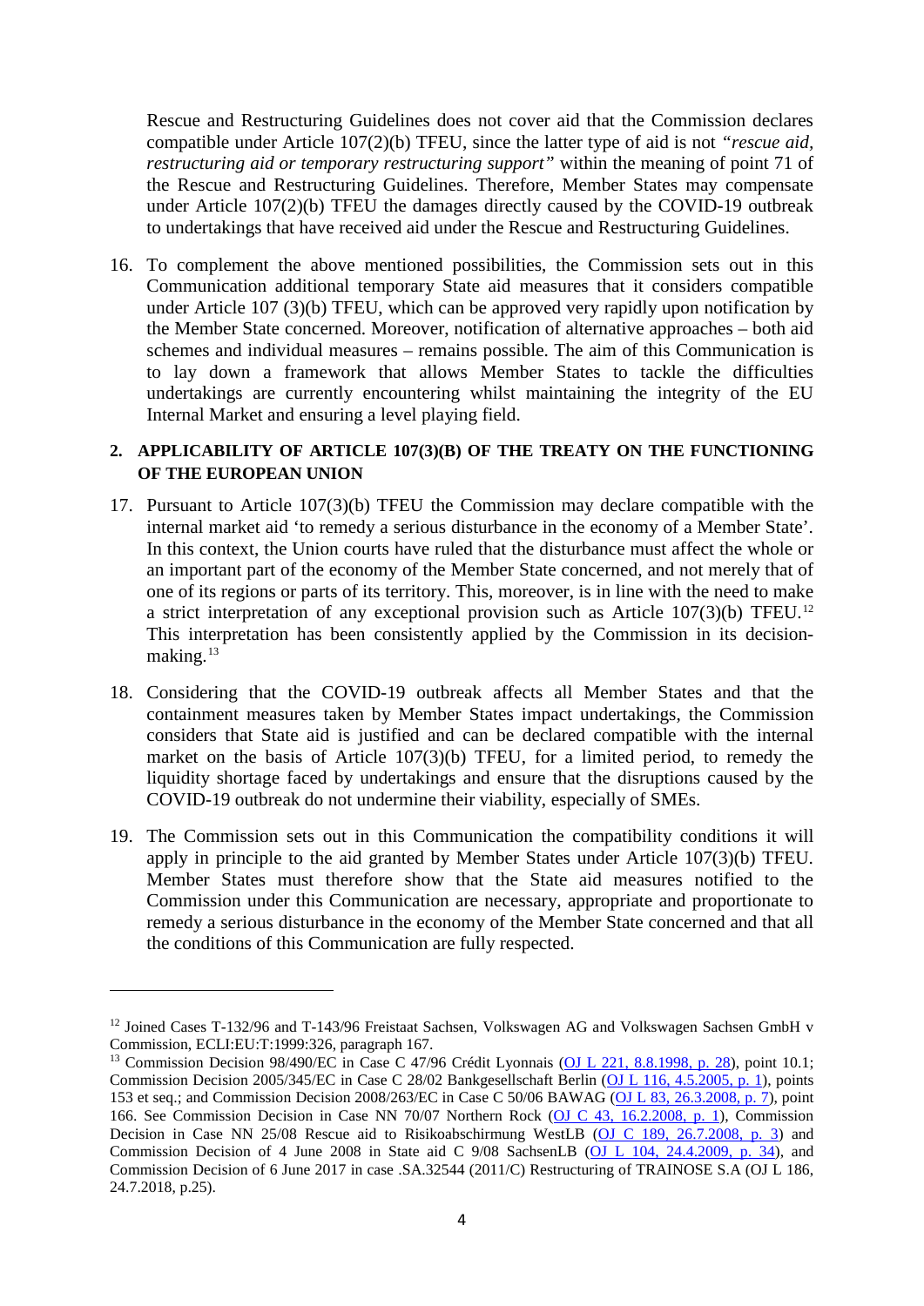Rescue and Restructuring Guidelines does not cover aid that the Commission declares compatible under Article 107(2)(b) TFEU, since the latter type of aid is not *"rescue aid, restructuring aid or temporary restructuring support"* within the meaning of point 71 of the Rescue and Restructuring Guidelines. Therefore, Member States may compensate under Article 107(2)(b) TFEU the damages directly caused by the COVID-19 outbreak to undertakings that have received aid under the Rescue and Restructuring Guidelines.

16. To complement the above mentioned possibilities, the Commission sets out in this Communication additional temporary State aid measures that it considers compatible under Article 107 (3)(b) TFEU, which can be approved very rapidly upon notification by the Member State concerned. Moreover, notification of alternative approaches – both aid schemes and individual measures – remains possible. The aim of this Communication is to lay down a framework that allows Member States to tackle the difficulties undertakings are currently encountering whilst maintaining the integrity of the EU Internal Market and ensuring a level playing field.

## 2. APPLICABILITY OF ARTICLE 107(3)(B) OF THE TREATY ON THE FUNCTIONING OF THE EUROPEAN UNION

17. Pursuant to Article 107(3)(b) TFEU the Commission may declare compatible with the internal market aid 'to remedy a serious disturbance in the economy of a Member State'. In this context, the Union courts have ruled that the disturbance must affect the whole or an important part of the economy of the Member State concerned, and not merely that of one of its regions or parts of its territory. This, moreover, is in line with the need to make a strict interpretation of any exceptional provision such as Article 107(3)(b) TFEU.[12] This interpretation has been consistently applied by the Commission in its decision-making.[13]

18. Considering that the COVID-19 outbreak affects all Member States and that the containment measures taken by Member States impact undertakings, the Commission considers that State aid is justified and can be declared compatible with the internal market on the basis of Article 107(3)(b) TFEU, for a limited period, to remedy the liquidity shortage faced by undertakings and ensure that the disruptions caused by the COVID-19 outbreak do not undermine their viability, especially of SMEs.

19. The Commission sets out in this Communication the compatibility conditions it will apply in principle to the aid granted by Member States under Article 107(3)(b) TFEU. Member States must therefore show that the State aid measures notified to the Commission under this Communication are necessary, appropriate and proportionate to remedy a serious disturbance in the economy of the Member State concerned and that all the conditions of this Communication are fully respected.

---

[12] Joined Cases T-132/96 and T-143/96 Freistaat Sachsen, Volkswagen AG and Volkswagen Sachsen GmbH v Commission, ECLI:EU:T:1999:326, paragraph 167.

[13] Commission Decision 98/490/EC in Case C 47/96 Crédit Lyonnais (OJ L 221, 8.8.1998, p. 28), point 10.1; Commission Decision 2005/345/EC in Case C 28/02 Bankgesellschaft Berlin (OJ L 116, 4.5.2005, p. 1), points 153 et seq.; and Commission Decision 2008/263/EC in Case C 50/06 BAWAG (OJ L 83, 26.3.2008, p. 7), point 166. See Commission Decision in Case NN 70/07 Northern Rock (OJ C 43, 16.2.2008, p. 1), Commission Decision in Case NN 25/08 Rescue aid to Risikoabschirmung WestLB (OJ C 189, 26.7.2008, p. 3) and Commission Decision of 4 June 2008 in State aid C 9/08 SachsenLB (OJ L 104, 24.4.2009, p. 34), and Commission Decision of 6 June 2017 in case .SA.32544 (2011/C) Restructuring of TRAINOSE S.A (OJ L 186, 24.7.2018, p.25).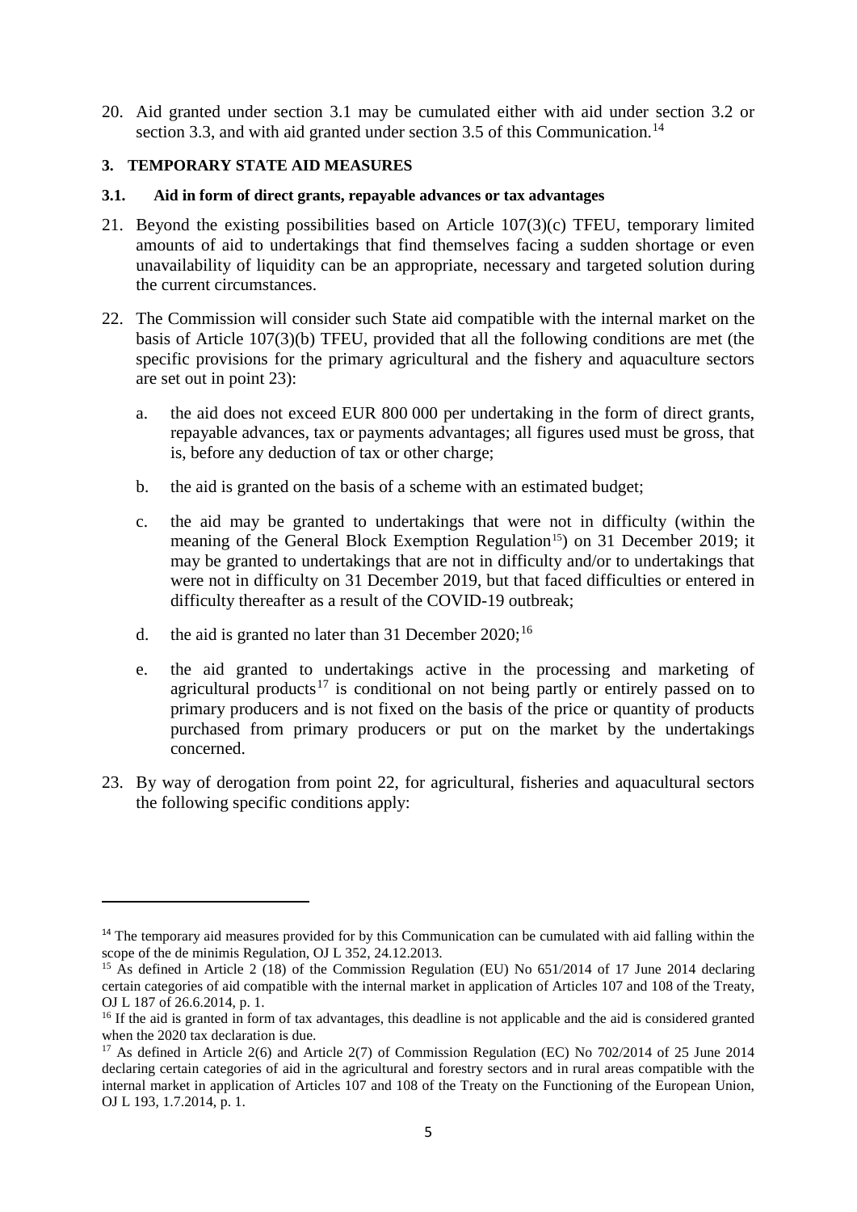20. Aid granted under section 3.1 may be cumulated either with aid under section 3.2 or section 3.3, and with aid granted under section 3.5 of this Communication.[14]

## 3. TEMPORARY STATE AID MEASURES

### 3.1. Aid in form of direct grants, repayable advances or tax advantages

21. Beyond the existing possibilities based on Article 107(3)(c) TFEU, temporary limited amounts of aid to undertakings that find themselves facing a sudden shortage or even unavailability of liquidity can be an appropriate, necessary and targeted solution during the current circumstances.

22. The Commission will consider such State aid compatible with the internal market on the basis of Article 107(3)(b) TFEU, provided that all the following conditions are met (the specific provisions for the primary agricultural and the fishery and aquaculture sectors are set out in point 23):

    a. the aid does not exceed EUR 800 000 per undertaking in the form of direct grants, repayable advances, tax or payments advantages; all figures used must be gross, that is, before any deduction of tax or other charge;

    b. the aid is granted on the basis of a scheme with an estimated budget;

    c. the aid may be granted to undertakings that were not in difficulty (within the meaning of the General Block Exemption Regulation[15]) on 31 December 2019; it may be granted to undertakings that are not in difficulty and/or to undertakings that were not in difficulty on 31 December 2019, but that faced difficulties or entered in difficulty thereafter as a result of the COVID-19 outbreak;

    d. the aid is granted no later than 31 December 2020;[16]

    e. the aid granted to undertakings active in the processing and marketing of agricultural products[17] is conditional on not being partly or entirely passed on to primary producers and is not fixed on the basis of the price or quantity of products purchased from primary producers or put on the market by the undertakings concerned.

23. By way of derogation from point 22, for agricultural, fisheries and aquacultural sectors the following specific conditions apply:

---

[14] The temporary aid measures provided for by this Communication can be cumulated with aid falling within the scope of the de minimis Regulation, OJ L 352, 24.12.2013.

[15] As defined in Article 2 (18) of the Commission Regulation (EU) No 651/2014 of 17 June 2014 declaring certain categories of aid compatible with the internal market in application of Articles 107 and 108 of the Treaty, OJ L 187 of 26.6.2014, p. 1.

[16] If the aid is granted in form of tax advantages, this deadline is not applicable and the aid is considered granted when the 2020 tax declaration is due.

[17] As defined in Article 2(6) and Article 2(7) of Commission Regulation (EC) No 702/2014 of 25 June 2014 declaring certain categories of aid in the agricultural and forestry sectors and in rural areas compatible with the internal market in application of Articles 107 and 108 of the Treaty on the Functioning of the European Union, OJ L 193, 1.7.2014, p. 1.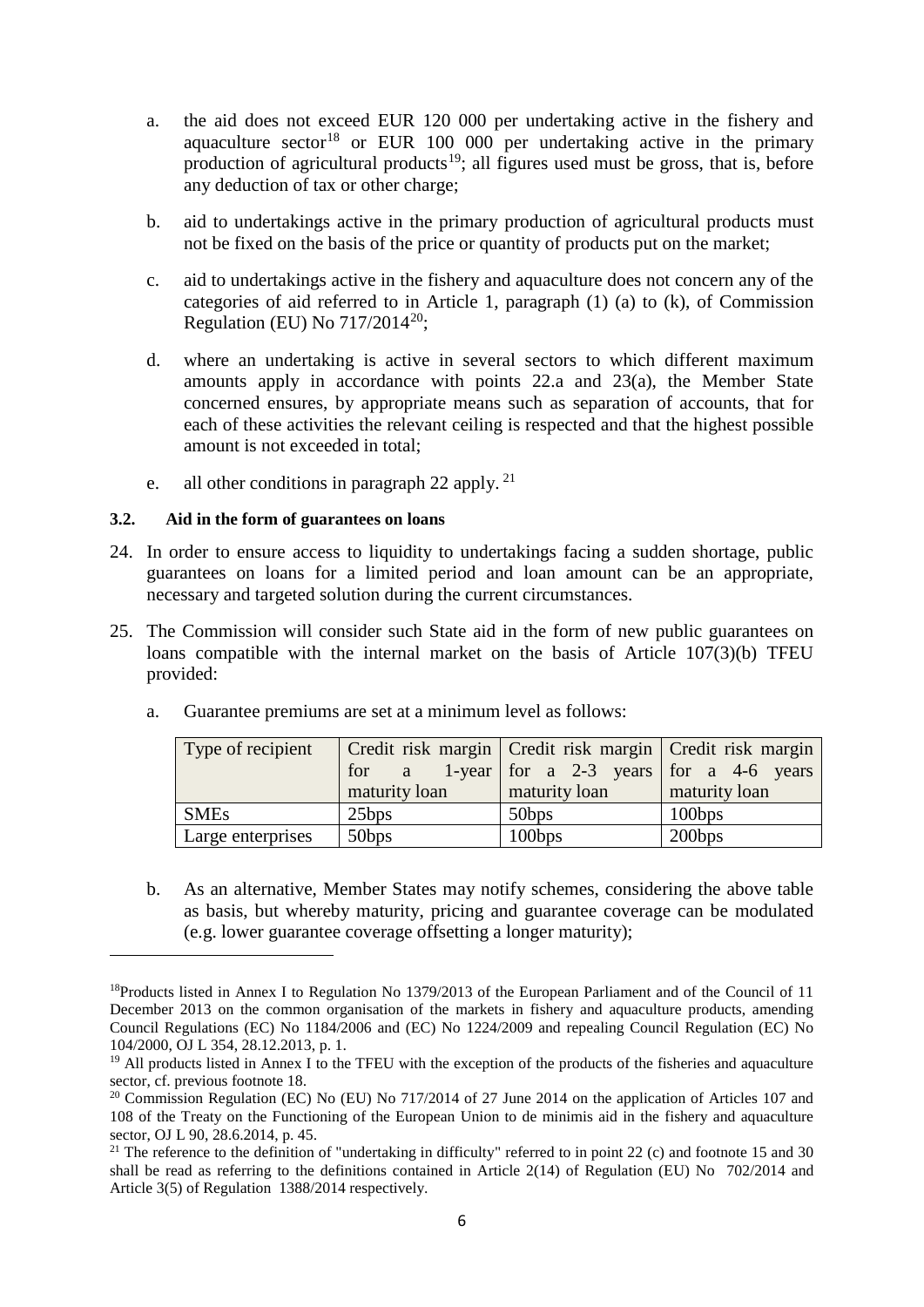a. the aid does not exceed EUR 120 000 per undertaking active in the fishery and aquaculture sector[18] or EUR 100 000 per undertaking active in the primary production of agricultural products[19]; all figures used must be gross, that is, before any deduction of tax or other charge;

b. aid to undertakings active in the primary production of agricultural products must not be fixed on the basis of the price or quantity of products put on the market;

c. aid to undertakings active in the fishery and aquaculture does not concern any of the categories of aid referred to in Article 1, paragraph (1) (a) to (k), of Commission Regulation (EU) No 717/2014[20];

d. where an undertaking is active in several sectors to which different maximum amounts apply in accordance with points 22.a and 23(a), the Member State concerned ensures, by appropriate means such as separation of accounts, that for each of these activities the relevant ceiling is respected and that the highest possible amount is not exceeded in total;

e. all other conditions in paragraph 22 apply. [21]

### 3.2. Aid in the form of guarantees on loans

24. In order to ensure access to liquidity to undertakings facing a sudden shortage, public guarantees on loans for a limited period and loan amount can be an appropriate, necessary and targeted solution during the current circumstances.

25. The Commission will consider such State aid in the form of new public guarantees on loans compatible with the internal market on the basis of Article 107(3)(b) TFEU provided:

    a. Guarantee premiums are set at a minimum level as follows:

| Type of recipient | Credit risk margin for a 1-year maturity loan | Credit risk margin for a 2-3 years maturity loan | Credit risk margin for a 4-6 years maturity loan |
|---|---|---|---|
| SMEs | 25bps | 50bps | 100bps |
| Large enterprises | 50bps | 100bps | 200bps |

    b. As an alternative, Member States may notify schemes, considering the above table as basis, but whereby maturity, pricing and guarantee coverage can be modulated (e.g. lower guarantee coverage offsetting a longer maturity);

---

[18] Products listed in Annex I to Regulation No 1379/2013 of the European Parliament and of the Council of 11 December 2013 on the common organisation of the markets in fishery and aquaculture products, amending Council Regulations (EC) No 1184/2006 and (EC) No 1224/2009 and repealing Council Regulation (EC) No 104/2000, OJ L 354, 28.12.2013, p. 1.

[19] All products listed in Annex I to the TFEU with the exception of the products of the fisheries and aquaculture sector, cf. previous footnote 18.

[20] Commission Regulation (EC) No (EU) No 717/2014 of 27 June 2014 on the application of Articles 107 and 108 of the Treaty on the Functioning of the European Union to de minimis aid in the fishery and aquaculture sector, OJ L 90, 28.6.2014, p. 45.

[21] The reference to the definition of "undertaking in difficulty" referred to in point 22 (c) and footnote 15 and 30 shall be read as referring to the definitions contained in Article 2(14) of Regulation (EU) No 702/2014 and Article 3(5) of Regulation 1388/2014 respectively.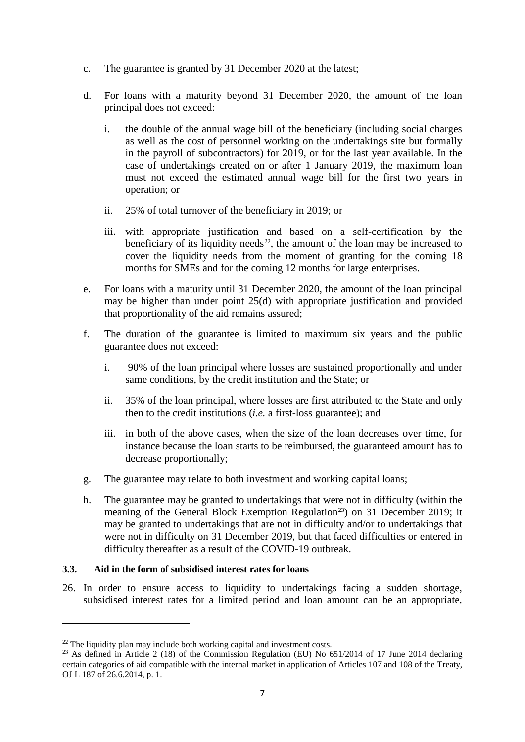c. The guarantee is granted by 31 December 2020 at the latest;

d. For loans with a maturity beyond 31 December 2020, the amount of the loan principal does not exceed:

   i. the double of the annual wage bill of the beneficiary (including social charges as well as the cost of personnel working on the undertakings site but formally in the payroll of subcontractors) for 2019, or for the last year available. In the case of undertakings created on or after 1 January 2019, the maximum loan must not exceed the estimated annual wage bill for the first two years in operation; or

   ii. 25% of total turnover of the beneficiary in 2019; or

   iii. with appropriate justification and based on a self-certification by the beneficiary of its liquidity needs[22], the amount of the loan may be increased to cover the liquidity needs from the moment of granting for the coming 18 months for SMEs and for the coming 12 months for large enterprises.

e. For loans with a maturity until 31 December 2020, the amount of the loan principal may be higher than under point 25(d) with appropriate justification and provided that proportionality of the aid remains assured;

f. The duration of the guarantee is limited to maximum six years and the public guarantee does not exceed:

   i. 90% of the loan principal where losses are sustained proportionally and under same conditions, by the credit institution and the State; or

   ii. 35% of the loan principal, where losses are first attributed to the State and only then to the credit institutions (*i.e.* a first-loss guarantee); and

   iii. in both of the above cases, when the size of the loan decreases over time, for instance because the loan starts to be reimbursed, the guaranteed amount has to decrease proportionally;

g. The guarantee may relate to both investment and working capital loans;

h. The guarantee may be granted to undertakings that were not in difficulty (within the meaning of the General Block Exemption Regulation[23]) on 31 December 2019; it may be granted to undertakings that are not in difficulty and/or to undertakings that were not in difficulty on 31 December 2019, but that faced difficulties or entered in difficulty thereafter as a result of the COVID-19 outbreak.

### 3.3. Aid in the form of subsidised interest rates for loans

26. In order to ensure access to liquidity to undertakings facing a sudden shortage, subsidised interest rates for a limited period and loan amount can be an appropriate,

---

[22] The liquidity plan may include both working capital and investment costs.

[23] As defined in Article 2 (18) of the Commission Regulation (EU) No 651/2014 of 17 June 2014 declaring certain categories of aid compatible with the internal market in application of Articles 107 and 108 of the Treaty, OJ L 187 of 26.6.2014, p. 1.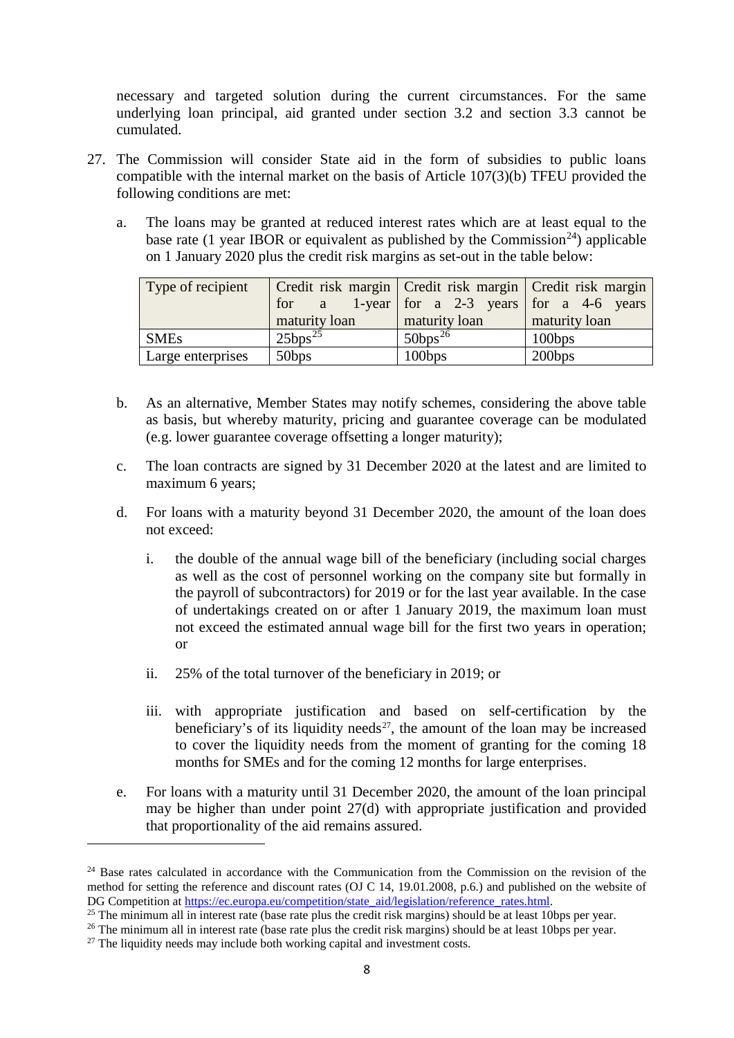necessary and targeted solution during the current circumstances. For the same underlying loan principal, aid granted under section 3.2 and section 3.3 cannot be cumulated.

27. The Commission will consider State aid in the form of subsidies to public loans compatible with the internal market on the basis of Article 107(3)(b) TFEU provided the following conditions are met:

    a. The loans may be granted at reduced interest rates which are at least equal to the base rate (1 year IBOR or equivalent as published by the Commission[24]) applicable on 1 January 2020 plus the credit risk margins as set-out in the table below:

| Type of recipient | Credit risk margin for a 1-year maturity loan | Credit risk margin for a 2-3 years maturity loan | Credit risk margin for a 4-6 years maturity loan |
|---|---|---|---|
| SMEs | 25bps[25] | 50bps[26] | 100bps |
| Large enterprises | 50bps | 100bps | 200bps |

    b. As an alternative, Member States may notify schemes, considering the above table as basis, but whereby maturity, pricing and guarantee coverage can be modulated (e.g. lower guarantee coverage offsetting a longer maturity);

    c. The loan contracts are signed by 31 December 2020 at the latest and are limited to maximum 6 years;

    d. For loans with a maturity beyond 31 December 2020, the amount of the loan does not exceed:

        i. the double of the annual wage bill of the beneficiary (including social charges as well as the cost of personnel working on the company site but formally in the payroll of subcontractors) for 2019 or for the last year available. In the case of undertakings created on or after 1 January 2019, the maximum loan must not exceed the estimated annual wage bill for the first two years in operation; or

        ii. 25% of the total turnover of the beneficiary in 2019; or

        iii. with appropriate justification and based on self-certification by the beneficiary's of its liquidity needs[27], the amount of the loan may be increased to cover the liquidity needs from the moment of granting for the coming 18 months for SMEs and for the coming 12 months for large enterprises.

    e. For loans with a maturity until 31 December 2020, the amount of the loan principal may be higher than under point 27(d) with appropriate justification and provided that proportionality of the aid remains assured.

---

[24] Base rates calculated in accordance with the Communication from the Commission on the revision of the method for setting the reference and discount rates (OJ C 14, 19.01.2008, p.6.) and published on the website of DG Competition at https://ec.europa.eu/competition/state_aid/legislation/reference_rates.html.

[25] The minimum all in interest rate (base rate plus the credit risk margins) should be at least 10bps per year.

[26] The minimum all in interest rate (base rate plus the credit risk margins) should be at least 10bps per year.

[27] The liquidity needs may include both working capital and investment costs.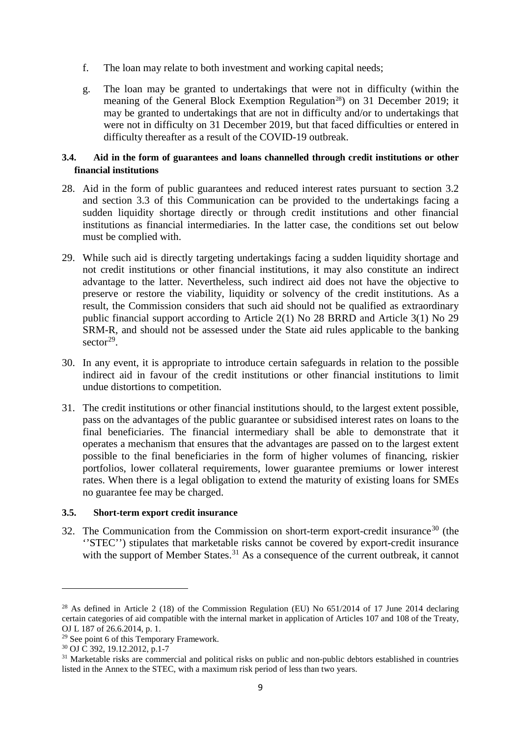f. The loan may relate to both investment and working capital needs;

g. The loan may be granted to undertakings that were not in difficulty (within the meaning of the General Block Exemption Regulation[28]) on 31 December 2019; it may be granted to undertakings that are not in difficulty and/or to undertakings that were not in difficulty on 31 December 2019, but that faced difficulties or entered in difficulty thereafter as a result of the COVID-19 outbreak.

### 3.4. Aid in the form of guarantees and loans channelled through credit institutions or other financial institutions

28. Aid in the form of public guarantees and reduced interest rates pursuant to section 3.2 and section 3.3 of this Communication can be provided to the undertakings facing a sudden liquidity shortage directly or through credit institutions and other financial institutions as financial intermediaries. In the latter case, the conditions set out below must be complied with.

29. While such aid is directly targeting undertakings facing a sudden liquidity shortage and not credit institutions or other financial institutions, it may also constitute an indirect advantage to the latter. Nevertheless, such indirect aid does not have the objective to preserve or restore the viability, liquidity or solvency of the credit institutions. As a result, the Commission considers that such aid should not be qualified as extraordinary public financial support according to Article 2(1) No 28 BRRD and Article 3(1) No 29 SRM-R, and should not be assessed under the State aid rules applicable to the banking sector[29].

30. In any event, it is appropriate to introduce certain safeguards in relation to the possible indirect aid in favour of the credit institutions or other financial institutions to limit undue distortions to competition.

31. The credit institutions or other financial institutions should, to the largest extent possible, pass on the advantages of the public guarantee or subsidised interest rates on loans to the final beneficiaries. The financial intermediary shall be able to demonstrate that it operates a mechanism that ensures that the advantages are passed on to the largest extent possible to the final beneficiaries in the form of higher volumes of financing, riskier portfolios, lower collateral requirements, lower guarantee premiums or lower interest rates. When there is a legal obligation to extend the maturity of existing loans for SMEs no guarantee fee may be charged.

### 3.5. Short-term export credit insurance

32. The Communication from the Commission on short-term export-credit insurance[30] (the ''STEC'') stipulates that marketable risks cannot be covered by export-credit insurance with the support of Member States.[31] As a consequence of the current outbreak, it cannot

---

[28] As defined in Article 2 (18) of the Commission Regulation (EU) No 651/2014 of 17 June 2014 declaring certain categories of aid compatible with the internal market in application of Articles 107 and 108 of the Treaty, OJ L 187 of 26.6.2014, p. 1.

[29] See point 6 of this Temporary Framework.

[30] OJ C 392, 19.12.2012, p.1-7

[31] Marketable risks are commercial and political risks on public and non-public debtors established in countries listed in the Annex to the STEC, with a maximum risk period of less than two years.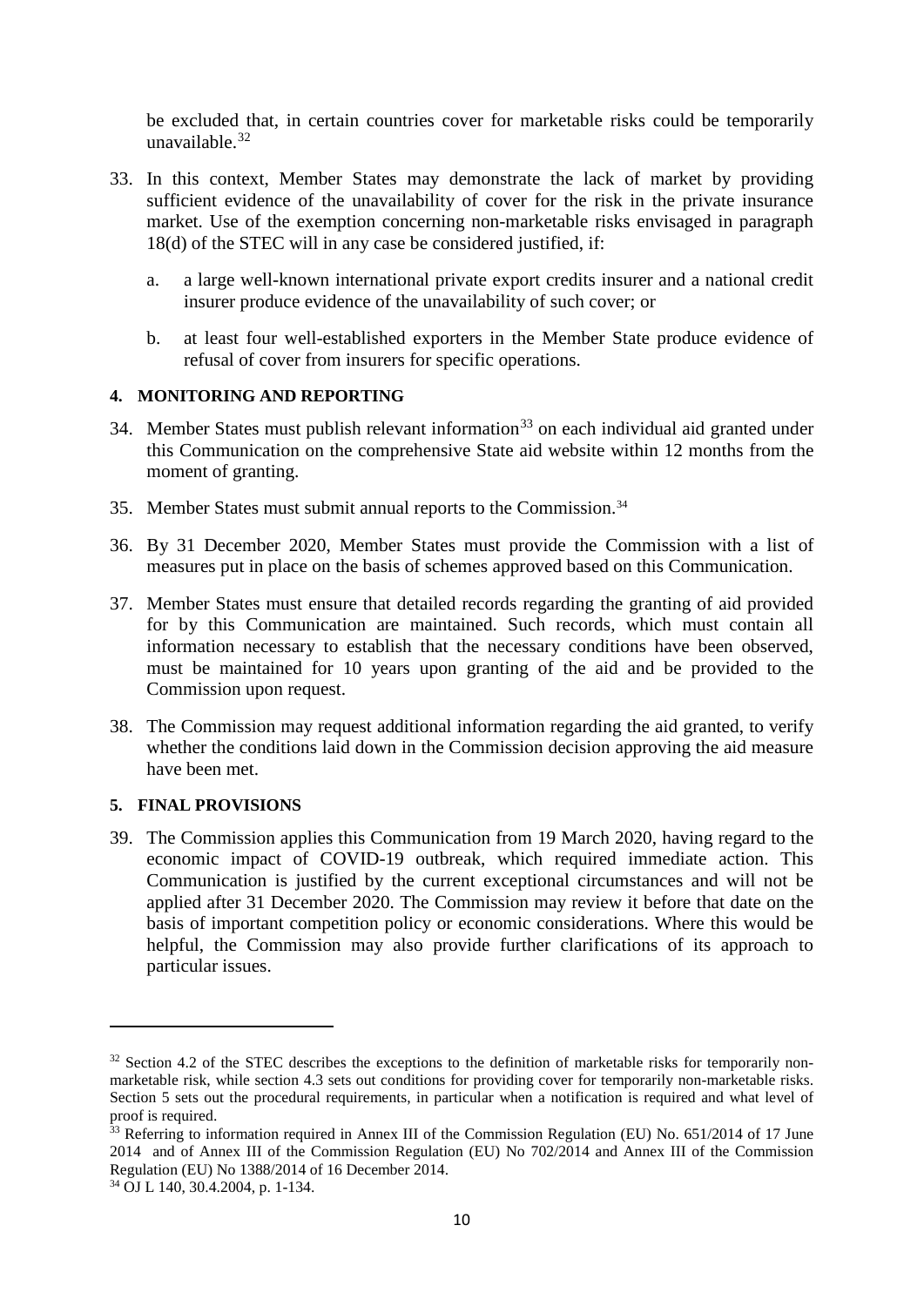be excluded that, in certain countries cover for marketable risks could be temporarily unavailable.[32]

33. In this context, Member States may demonstrate the lack of market by providing sufficient evidence of the unavailability of cover for the risk in the private insurance market. Use of the exemption concerning non-marketable risks envisaged in paragraph 18(d) of the STEC will in any case be considered justified, if:

    a. a large well-known international private export credits insurer and a national credit insurer produce evidence of the unavailability of such cover; or

    b. at least four well-established exporters in the Member State produce evidence of refusal of cover from insurers for specific operations.

## 4. MONITORING AND REPORTING

34. Member States must publish relevant information[33] on each individual aid granted under this Communication on the comprehensive State aid website within 12 months from the moment of granting.

35. Member States must submit annual reports to the Commission.[34]

36. By 31 December 2020, Member States must provide the Commission with a list of measures put in place on the basis of schemes approved based on this Communication.

37. Member States must ensure that detailed records regarding the granting of aid provided for by this Communication are maintained. Such records, which must contain all information necessary to establish that the necessary conditions have been observed, must be maintained for 10 years upon granting of the aid and be provided to the Commission upon request.

38. The Commission may request additional information regarding the aid granted, to verify whether the conditions laid down in the Commission decision approving the aid measure have been met.

## 5. FINAL PROVISIONS

39. The Commission applies this Communication from 19 March 2020, having regard to the economic impact of COVID-19 outbreak, which required immediate action. This Communication is justified by the current exceptional circumstances and will not be applied after 31 December 2020. The Commission may review it before that date on the basis of important competition policy or economic considerations. Where this would be helpful, the Commission may also provide further clarifications of its approach to particular issues.

---

[32] Section 4.2 of the STEC describes the exceptions to the definition of marketable risks for temporarily non-marketable risk, while section 4.3 sets out conditions for providing cover for temporarily non-marketable risks. Section 5 sets out the procedural requirements, in particular when a notification is required and what level of proof is required.

[33] Referring to information required in Annex III of the Commission Regulation (EU) No. 651/2014 of 17 June 2014 and of Annex III of the Commission Regulation (EU) No 702/2014 and Annex III of the Commission Regulation (EU) No 1388/2014 of 16 December 2014.

[34] OJ L 140, 30.4.2004, p. 1-134.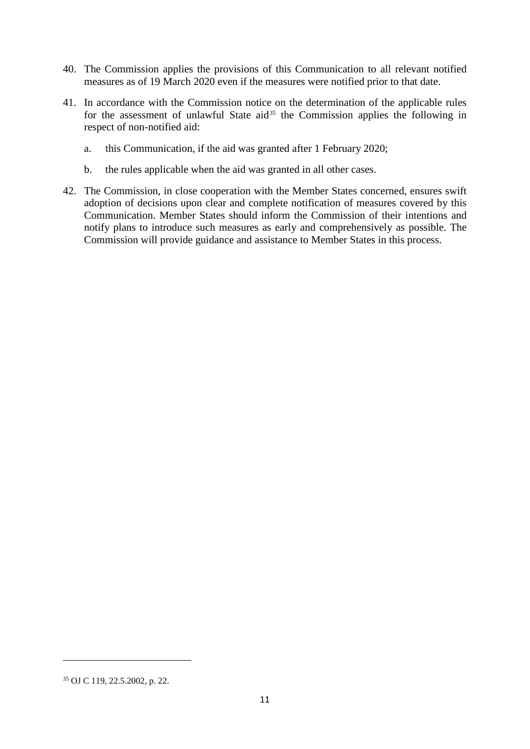40. The Commission applies the provisions of this Communication to all relevant notified measures as of 19 March 2020 even if the measures were notified prior to that date.

41. In accordance with the Commission notice on the determination of the applicable rules for the assessment of unlawful State aid[35] the Commission applies the following in respect of non-notified aid:

    a. this Communication, if the aid was granted after 1 February 2020;

    b. the rules applicable when the aid was granted in all other cases.

42. The Commission, in close cooperation with the Member States concerned, ensures swift adoption of decisions upon clear and complete notification of measures covered by this Communication. Member States should inform the Commission of their intentions and notify plans to introduce such measures as early and comprehensively as possible. The Commission will provide guidance and assistance to Member States in this process.

---

[35] OJ C 119, 22.5.2002, p. 22.